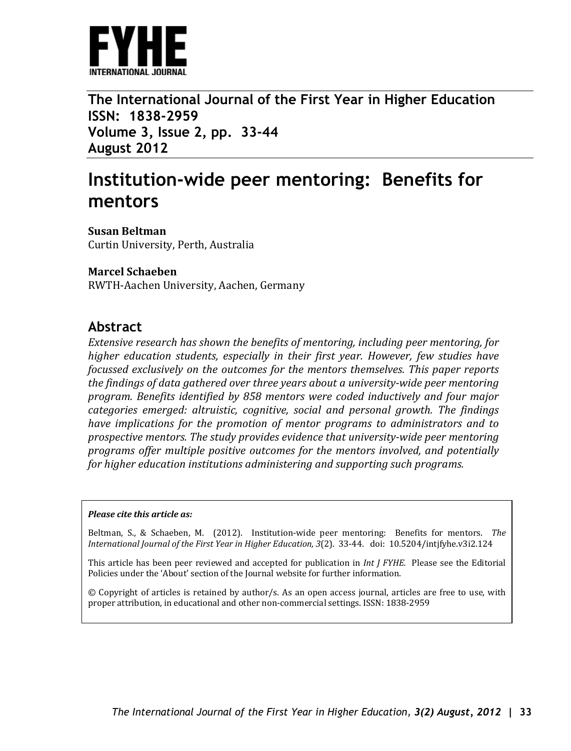FYHE
INTERNATIONAL JOURNAL

**The International Journal of the First Year in Higher Education**
**ISSN: 1838-2959**
**Volume 3, Issue 2, pp. 33-44**
**August 2012**

# Institution-wide peer mentoring: Benefits for mentors

**Susan Beltman**
Curtin University, Perth, Australia

**Marcel Schaeben**
RWTH-Aachen University, Aachen, Germany

## Abstract

*Extensive research has shown the benefits of mentoring, including peer mentoring, for higher education students, especially in their first year. However, few studies have focussed exclusively on the outcomes for the mentors themselves. This paper reports the findings of data gathered over three years about a university-wide peer mentoring program. Benefits identified by 858 mentors were coded inductively and four major categories emerged: altruistic, cognitive, social and personal growth. The findings have implications for the promotion of mentor programs to administrators and to prospective mentors. The study provides evidence that university-wide peer mentoring programs offer multiple positive outcomes for the mentors involved, and potentially for higher education institutions administering and supporting such programs.*

***Please cite this article as:***

Beltman, S., & Schaeben, M. (2012). Institution-wide peer mentoring: Benefits for mentors. *The International Journal of the First Year in Higher Education, 3*(2). 33-44. doi: 10.5204/intjfyhe.v3i2.124

This article has been peer reviewed and accepted for publication in *Int J FYHE.* Please see the Editorial Policies under the 'About' section of the Journal website for further information.

© Copyright of articles is retained by author/s. As an open access journal, articles are free to use, with proper attribution, in educational and other non-commercial settings. ISSN: 1838-2959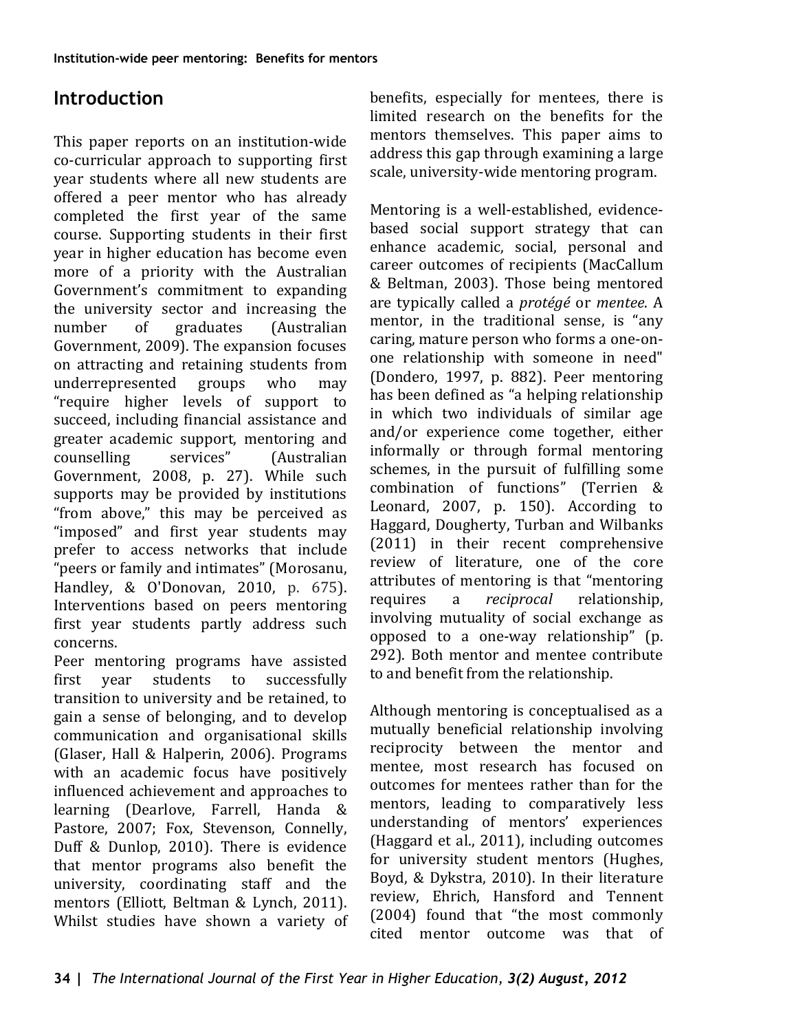## Introduction

This paper reports on an institution-wide co-curricular approach to supporting first year students where all new students are offered a peer mentor who has already completed the first year of the same course. Supporting students in their first year in higher education has become even more of a priority with the Australian Government's commitment to expanding the university sector and increasing the number of graduates (Australian Government, 2009). The expansion focuses on attracting and retaining students from underrepresented groups who may "require higher levels of support to succeed, including financial assistance and greater academic support, mentoring and counselling services" (Australian Government, 2008, p. 27). While such supports may be provided by institutions "from above," this may be perceived as "imposed" and first year students may prefer to access networks that include "peers or family and intimates" (Morosanu, Handley, & O'Donovan, 2010, p. 675). Interventions based on peers mentoring first year students partly address such concerns.

Peer mentoring programs have assisted first year students to successfully transition to university and be retained, to gain a sense of belonging, and to develop communication and organisational skills (Glaser, Hall & Halperin, 2006). Programs with an academic focus have positively influenced achievement and approaches to learning (Dearlove, Farrell, Handa & Pastore, 2007; Fox, Stevenson, Connelly, Duff & Dunlop, 2010). There is evidence that mentor programs also benefit the university, coordinating staff and the mentors (Elliott, Beltman & Lynch, 2011). Whilst studies have shown a variety of benefits, especially for mentees, there is limited research on the benefits for the mentors themselves. This paper aims to address this gap through examining a large scale, university-wide mentoring program.

Mentoring is a well-established, evidence-based social support strategy that can enhance academic, social, personal and career outcomes of recipients (MacCallum & Beltman, 2003). Those being mentored are typically called a *protégé* or *mentee*. A mentor, in the traditional sense, is "any caring, mature person who forms a one-on-one relationship with someone in need" (Dondero, 1997, p. 882). Peer mentoring has been defined as "a helping relationship in which two individuals of similar age and/or experience come together, either informally or through formal mentoring schemes, in the pursuit of fulfilling some combination of functions" (Terrien & Leonard, 2007, p. 150). According to Haggard, Dougherty, Turban and Wilbanks (2011) in their recent comprehensive review of literature, one of the core attributes of mentoring is that "mentoring requires a *reciprocal* relationship, involving mutuality of social exchange as opposed to a one-way relationship" (p. 292). Both mentor and mentee contribute to and benefit from the relationship.

Although mentoring is conceptualised as a mutually beneficial relationship involving reciprocity between the mentor and mentee, most research has focused on outcomes for mentees rather than for the mentors, leading to comparatively less understanding of mentors' experiences (Haggard et al., 2011), including outcomes for university student mentors (Hughes, Boyd, & Dykstra, 2010). In their literature review, Ehrich, Hansford and Tennent (2004) found that "the most commonly cited mentor outcome was that of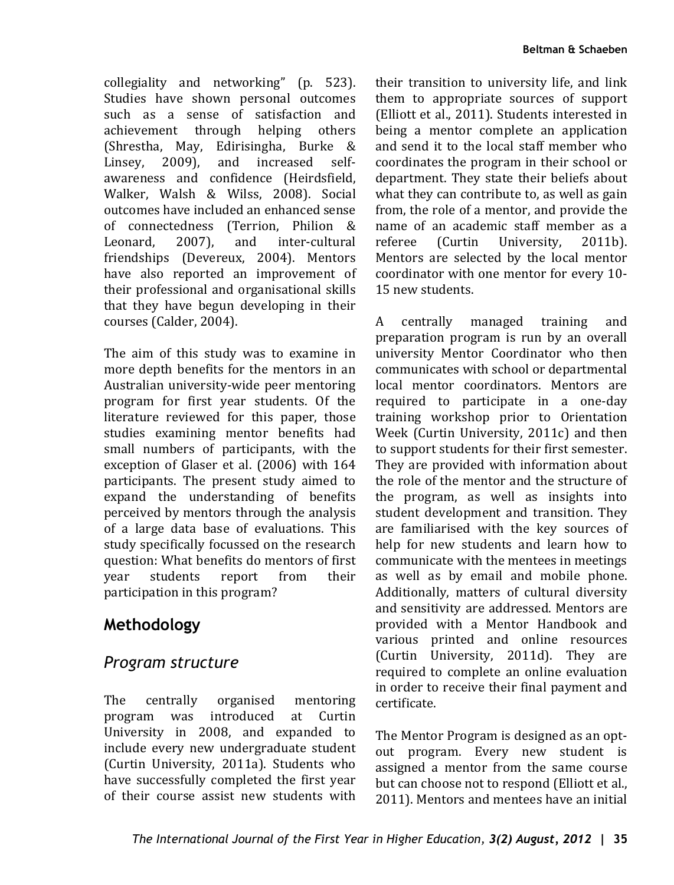collegiality and networking" (p. 523). Studies have shown personal outcomes such as a sense of satisfaction and achievement through helping others (Shrestha, May, Edirisingha, Burke & Linsey, 2009), and increased self-awareness and confidence (Heirdsfield, Walker, Walsh & Wilss, 2008). Social outcomes have included an enhanced sense of connectedness (Terrion, Philion & Leonard, 2007), and inter-cultural friendships (Devereux, 2004). Mentors have also reported an improvement of their professional and organisational skills that they have begun developing in their courses (Calder, 2004).

The aim of this study was to examine in more depth benefits for the mentors in an Australian university-wide peer mentoring program for first year students. Of the literature reviewed for this paper, those studies examining mentor benefits had small numbers of participants, with the exception of Glaser et al. (2006) with 164 participants. The present study aimed to expand the understanding of benefits perceived by mentors through the analysis of a large data base of evaluations. This study specifically focussed on the research question: What benefits do mentors of first year students report from their participation in this program?

## Methodology

### *Program structure*

The centrally organised mentoring program was introduced at Curtin University in 2008, and expanded to include every new undergraduate student (Curtin University, 2011a). Students who have successfully completed the first year of their course assist new students with their transition to university life, and link them to appropriate sources of support (Elliott et al., 2011). Students interested in being a mentor complete an application and send it to the local staff member who coordinates the program in their school or department. They state their beliefs about what they can contribute to, as well as gain from, the role of a mentor, and provide the name of an academic staff member as a referee (Curtin University, 2011b). Mentors are selected by the local mentor coordinator with one mentor for every 10-15 new students.

A centrally managed training and preparation program is run by an overall university Mentor Coordinator who then communicates with school or departmental local mentor coordinators. Mentors are required to participate in a one-day training workshop prior to Orientation Week (Curtin University, 2011c) and then to support students for their first semester. They are provided with information about the role of the mentor and the structure of the program, as well as insights into student development and transition. They are familiarised with the key sources of help for new students and learn how to communicate with the mentees in meetings as well as by email and mobile phone. Additionally, matters of cultural diversity and sensitivity are addressed. Mentors are provided with a Mentor Handbook and various printed and online resources (Curtin University, 2011d). They are required to complete an online evaluation in order to receive their final payment and certificate.

The Mentor Program is designed as an opt-out program. Every new student is assigned a mentor from the same course but can choose not to respond (Elliott et al., 2011). Mentors and mentees have an initial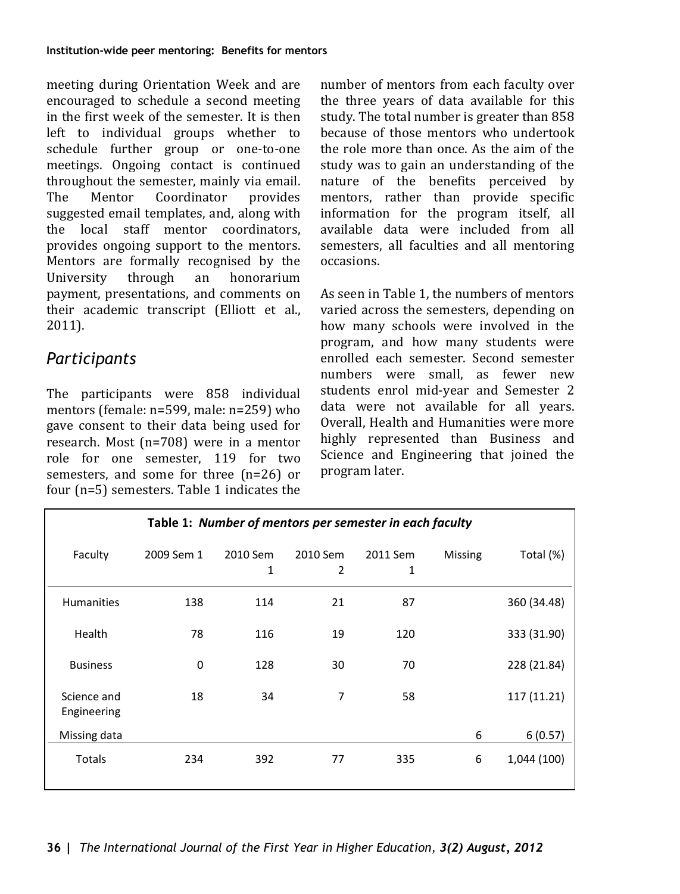meeting during Orientation Week and are encouraged to schedule a second meeting in the first week of the semester. It is then left to individual groups whether to schedule further group or one-to-one meetings. Ongoing contact is continued throughout the semester, mainly via email. The Mentor Coordinator provides suggested email templates, and, along with the local staff mentor coordinators, provides ongoing support to the mentors. Mentors are formally recognised by the University through an honorarium payment, presentations, and comments on their academic transcript (Elliott et al., 2011).

## *Participants*

The participants were 858 individual mentors (female: n=599, male: n=259) who gave consent to their data being used for research. Most (n=708) were in a mentor role for one semester, 119 for two semesters, and some for three (n=26) or four (n=5) semesters. Table 1 indicates the number of mentors from each faculty over the three years of data available for this study. The total number is greater than 858 because of those mentors who undertook the role more than once. As the aim of the study was to gain an understanding of the nature of the benefits perceived by mentors, rather than provide specific information for the program itself, all available data were included from all semesters, all faculties and all mentoring occasions.

As seen in Table 1, the numbers of mentors varied across the semesters, depending on how many schools were involved in the program, and how many students were enrolled each semester. Second semester numbers were small, as fewer new students enrol mid-year and Semester 2 data were not available for all years. Overall, Health and Humanities were more highly represented than Business and Science and Engineering that joined the program later.

**Table 1: *Number of mentors per semester in each faculty***

| Faculty | 2009 Sem 1 | 2010 Sem 1 | 2010 Sem 2 | 2011 Sem 1 | Missing | Total (%) |
|---|---|---|---|---|---|---|
| Humanities | 138 | 114 | 21 | 87 | | 360 (34.48) |
| Health | 78 | 116 | 19 | 120 | | 333 (31.90) |
| Business | 0 | 128 | 30 | 70 | | 228 (21.84) |
| Science and Engineering | 18 | 34 | 7 | 58 | | 117 (11.21) |
| Missing data | | | | | 6 | 6 (0.57) |
| Totals | 234 | 392 | 77 | 335 | 6 | 1,044 (100) |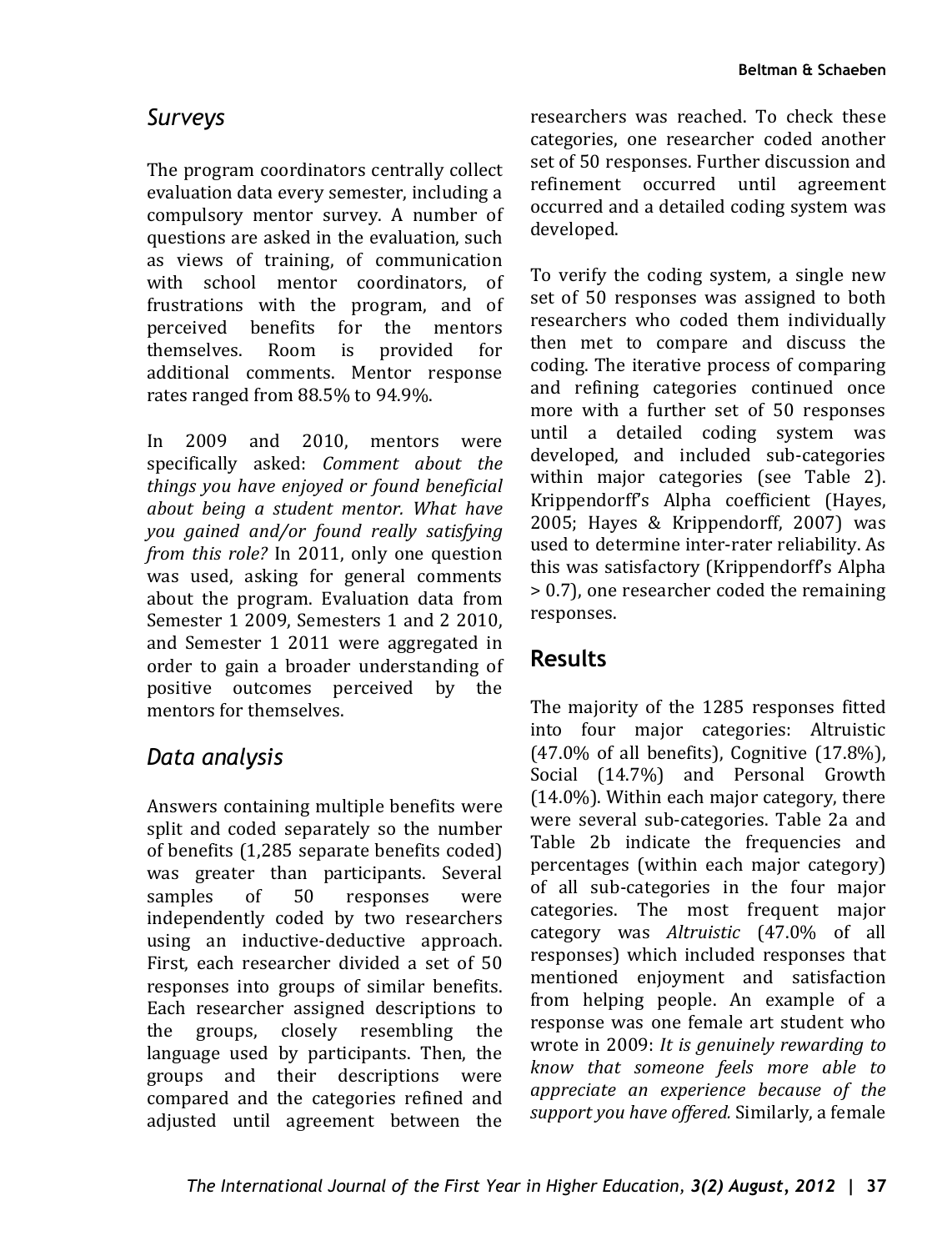## *Surveys*

The program coordinators centrally collect evaluation data every semester, including a compulsory mentor survey. A number of questions are asked in the evaluation, such as views of training, of communication with school mentor coordinators, of frustrations with the program, and of perceived benefits for the mentors themselves. Room is provided for additional comments. Mentor response rates ranged from 88.5% to 94.9%.

In 2009 and 2010, mentors were specifically asked: *Comment about the things you have enjoyed or found beneficial about being a student mentor. What have you gained and/or found really satisfying from this role?* In 2011, only one question was used, asking for general comments about the program. Evaluation data from Semester 1 2009, Semesters 1 and 2 2010, and Semester 1 2011 were aggregated in order to gain a broader understanding of positive outcomes perceived by the mentors for themselves.

## *Data analysis*

Answers containing multiple benefits were split and coded separately so the number of benefits (1,285 separate benefits coded) was greater than participants. Several samples of 50 responses were independently coded by two researchers using an inductive-deductive approach. First, each researcher divided a set of 50 responses into groups of similar benefits. Each researcher assigned descriptions to the groups, closely resembling the language used by participants. Then, the groups and their descriptions were compared and the categories refined and adjusted until agreement between the researchers was reached. To check these categories, one researcher coded another set of 50 responses. Further discussion and refinement occurred until agreement occurred and a detailed coding system was developed.

To verify the coding system, a single new set of 50 responses was assigned to both researchers who coded them individually then met to compare and discuss the coding. The iterative process of comparing and refining categories continued once more with a further set of 50 responses until a detailed coding system was developed, and included sub-categories within major categories (see Table 2). Krippendorff's Alpha coefficient (Hayes, 2005; Hayes & Krippendorff, 2007) was used to determine inter-rater reliability. As this was satisfactory (Krippendorff's Alpha > 0.7), one researcher coded the remaining responses.

## **Results**

The majority of the 1285 responses fitted into four major categories: Altruistic (47.0% of all benefits), Cognitive (17.8%), Social (14.7%) and Personal Growth (14.0%). Within each major category, there were several sub-categories. Table 2a and Table 2b indicate the frequencies and percentages (within each major category) of all sub-categories in the four major categories. The most frequent major category was *Altruistic* (47.0% of all responses) which included responses that mentioned enjoyment and satisfaction from helping people. An example of a response was one female art student who wrote in 2009: *It is genuinely rewarding to know that someone feels more able to appreciate an experience because of the support you have offered.* Similarly, a female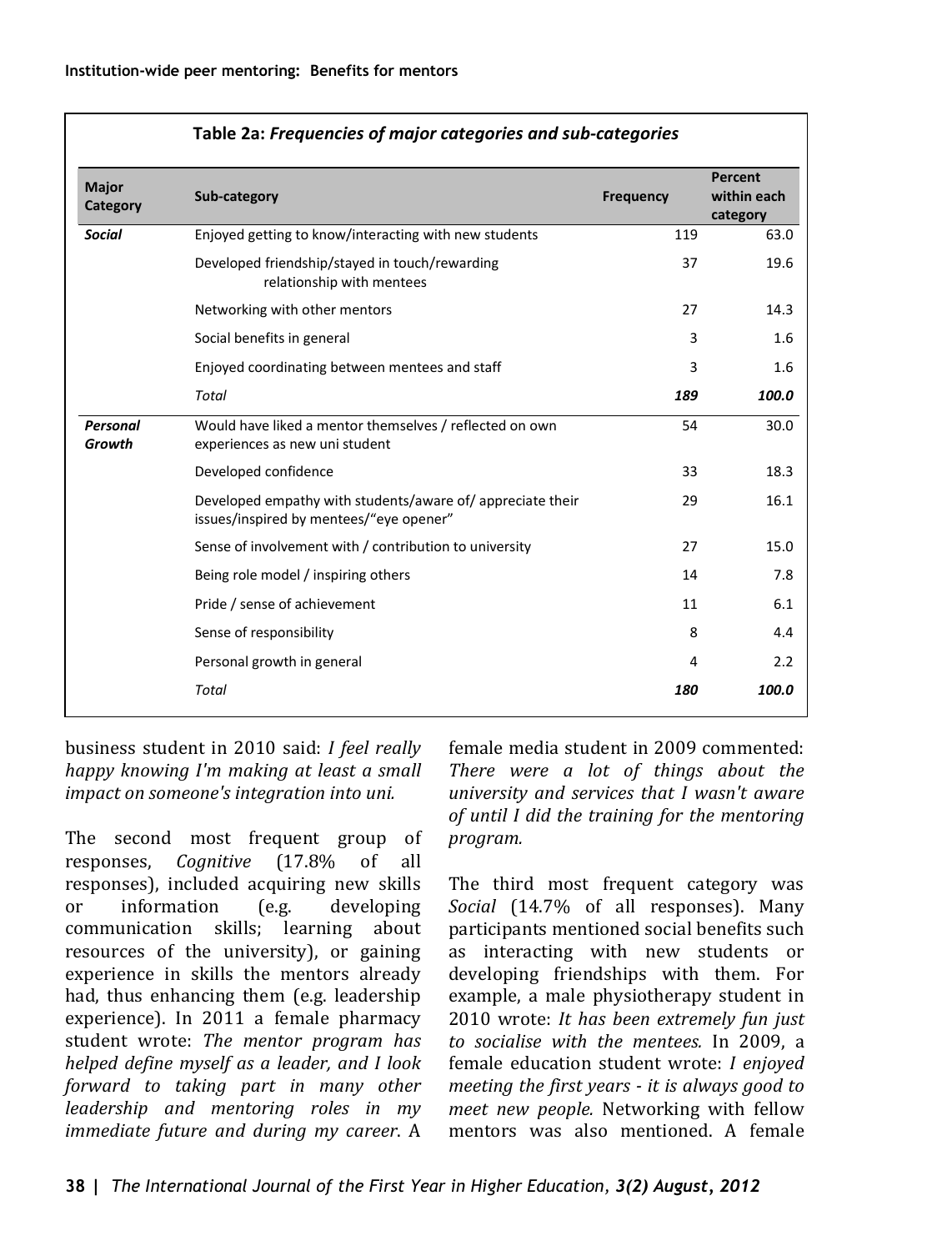**Table 2a:** ***Frequencies of major categories and sub-categories***

| Major Category | Sub-category | Frequency | Percent within each category |
|---|---|---|---|
| ***Social*** | Enjoyed getting to know/interacting with new students | 119 | 63.0 |
| | Developed friendship/stayed in touch/rewarding relationship with mentees | 37 | 19.6 |
| | Networking with other mentors | 27 | 14.3 |
| | Social benefits in general | 3 | 1.6 |
| | Enjoyed coordinating between mentees and staff | 3 | 1.6 |
| | *Total* | ***189*** | ***100.0*** |
| ***Personal Growth*** | Would have liked a mentor themselves / reflected on own experiences as new uni student | 54 | 30.0 |
| | Developed confidence | 33 | 18.3 |
| | Developed empathy with students/aware of/ appreciate their issues/inspired by mentees/"eye opener" | 29 | 16.1 |
| | Sense of involvement with / contribution to university | 27 | 15.0 |
| | Being role model / inspiring others | 14 | 7.8 |
| | Pride / sense of achievement | 11 | 6.1 |
| | Sense of responsibility | 8 | 4.4 |
| | Personal growth in general | 4 | 2.2 |
| | *Total* | ***180*** | ***100.0*** |

business student in 2010 said: *I feel really happy knowing I'm making at least a small impact on someone's integration into uni.*

The second most frequent group of responses, *Cognitive* (17.8% of all responses), included acquiring new skills or information (e.g. developing communication skills; learning about resources of the university), or gaining experience in skills the mentors already had, thus enhancing them (e.g. leadership experience). In 2011 a female pharmacy student wrote: *The mentor program has helped define myself as a leader, and I look forward to taking part in many other leadership and mentoring roles in my immediate future and during my career*. A female media student in 2009 commented: *There were a lot of things about the university and services that I wasn't aware of until I did the training for the mentoring program.*

The third most frequent category was *Social* (14.7% of all responses). Many participants mentioned social benefits such as interacting with new students or developing friendships with them. For example, a male physiotherapy student in 2010 wrote: *It has been extremely fun just to socialise with the mentees.* In 2009, a female education student wrote: *I enjoyed meeting the first years - it is always good to meet new people.* Networking with fellow mentors was also mentioned. A female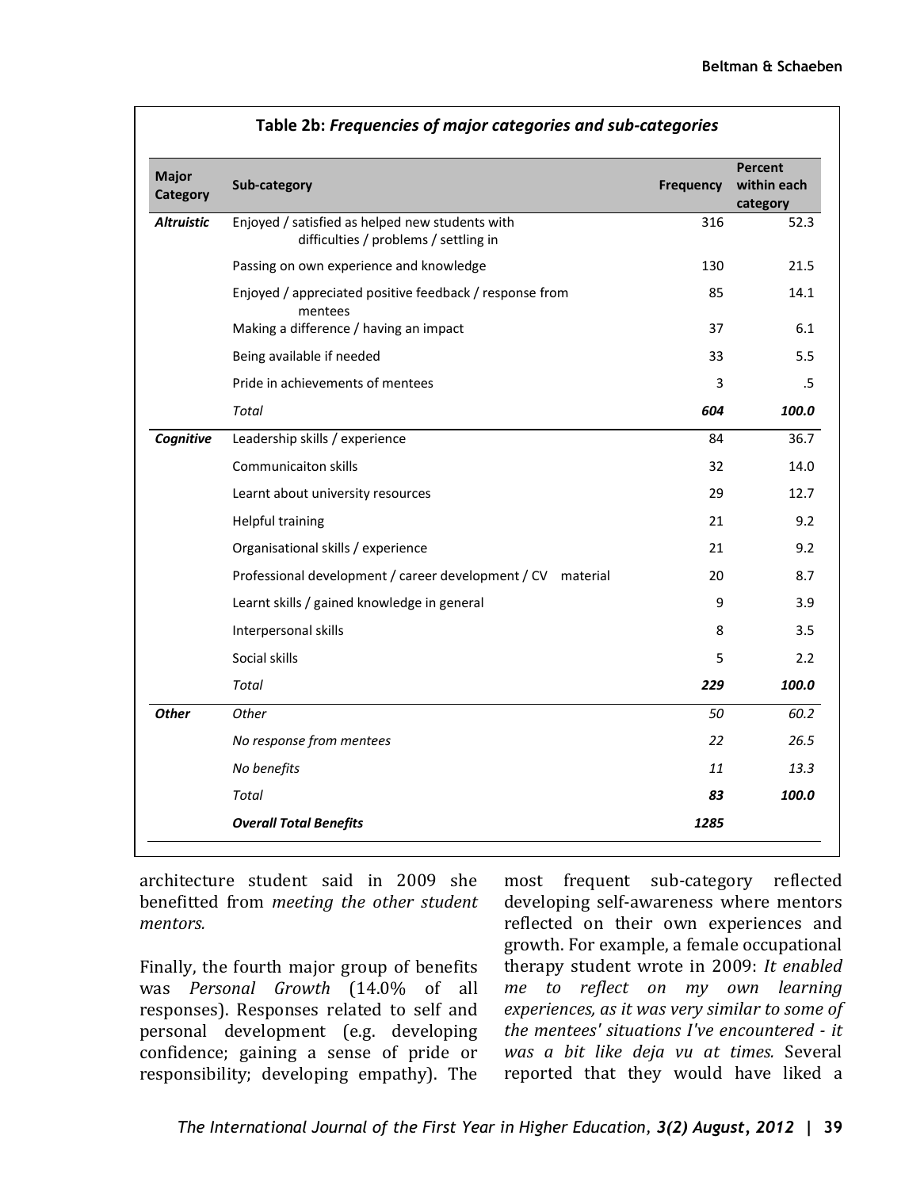**Table 2b: *Frequencies of major categories and sub-categories***

| Major Category | Sub-category | Frequency | Percent within each category |
|---|---|---|---|
| ***Altruistic*** | Enjoyed / satisfied as helped new students with difficulties / problems / settling in | 316 | 52.3 |
| | Passing on own experience and knowledge | 130 | 21.5 |
| | Enjoyed / appreciated positive feedback / response from mentees | 85 | 14.1 |
| | Making a difference / having an impact | 37 | 6.1 |
| | Being available if needed | 33 | 5.5 |
| | Pride in achievements of mentees | 3 | .5 |
| | *Total* | ***604*** | ***100.0*** |
| ***Cognitive*** | Leadership skills / experience | 84 | 36.7 |
| | Communicaiton skills | 32 | 14.0 |
| | Learnt about university resources | 29 | 12.7 |
| | Helpful training | 21 | 9.2 |
| | Organisational skills / experience | 21 | 9.2 |
| | Professional development / career development / CV material | 20 | 8.7 |
| | Learnt skills / gained knowledge in general | 9 | 3.9 |
| | Interpersonal skills | 8 | 3.5 |
| | Social skills | 5 | 2.2 |
| | *Total* | ***229*** | ***100.0*** |
| ***Other*** | *Other* | *50* | *60.2* |
| | *No response from mentees* | *22* | *26.5* |
| | *No benefits* | *11* | *13.3* |
| | *Total* | ***83*** | ***100.0*** |
| | ***Overall Total Benefits*** | ***1285*** | |

architecture student said in 2009 she benefitted from *meeting the other student mentors.*

Finally, the fourth major group of benefits was *Personal Growth* (14.0% of all responses). Responses related to self and personal development (e.g. developing confidence; gaining a sense of pride or responsibility; developing empathy). The most frequent sub-category reflected developing self-awareness where mentors reflected on their own experiences and growth. For example, a female occupational therapy student wrote in 2009: *It enabled me to reflect on my own learning experiences, as it was very similar to some of the mentees' situations I've encountered - it was a bit like deja vu at times.* Several reported that they would have liked a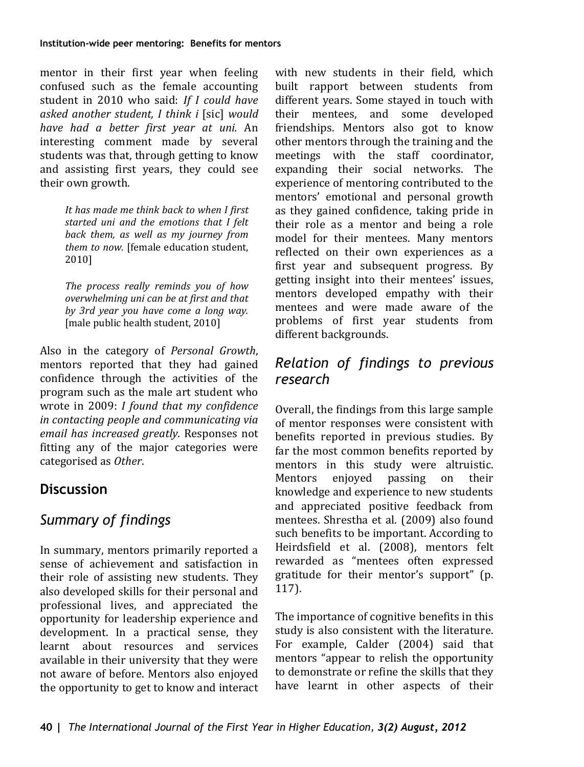mentor in their first year when feeling confused such as the female accounting student in 2010 who said: *If I could have asked another student, I think i* [sic] *would have had a better first year at uni.* An interesting comment made by several students was that, through getting to know and assisting first years, they could see their own growth.

> *It has made me think back to when I first started uni and the emotions that I felt back them, as well as my journey from them to now.* [female education student, 2010]

> *The process really reminds you of how overwhelming uni can be at first and that by 3rd year you have come a long way.* [male public health student, 2010]

Also in the category of *Personal Growth*, mentors reported that they had gained confidence through the activities of the program such as the male art student who wrote in 2009: *I found that my confidence in contacting people and communicating via email has increased greatly*. Responses not fitting any of the major categories were categorised as *Other*.

## Discussion

### *Summary of findings*

In summary, mentors primarily reported a sense of achievement and satisfaction in their role of assisting new students. They also developed skills for their personal and professional lives, and appreciated the opportunity for leadership experience and development. In a practical sense, they learnt about resources and services available in their university that they were not aware of before. Mentors also enjoyed the opportunity to get to know and interact with new students in their field, which built rapport between students from different years. Some stayed in touch with their mentees, and some developed friendships. Mentors also got to know other mentors through the training and the meetings with the staff coordinator, expanding their social networks. The experience of mentoring contributed to the mentors' emotional and personal growth as they gained confidence, taking pride in their role as a mentor and being a role model for their mentees. Many mentors reflected on their own experiences as a first year and subsequent progress. By getting insight into their mentees' issues, mentors developed empathy with their mentees and were made aware of the problems of first year students from different backgrounds.

### *Relation of findings to previous research*

Overall, the findings from this large sample of mentor responses were consistent with benefits reported in previous studies. By far the most common benefits reported by mentors in this study were altruistic. Mentors enjoyed passing on their knowledge and experience to new students and appreciated positive feedback from mentees. Shrestha et al. (2009) also found such benefits to be important. According to Heirdsfield et al. (2008), mentors felt rewarded as "mentees often expressed gratitude for their mentor's support" (p. 117).

The importance of cognitive benefits in this study is also consistent with the literature. For example, Calder (2004) said that mentors "appear to relish the opportunity to demonstrate or refine the skills that they have learnt in other aspects of their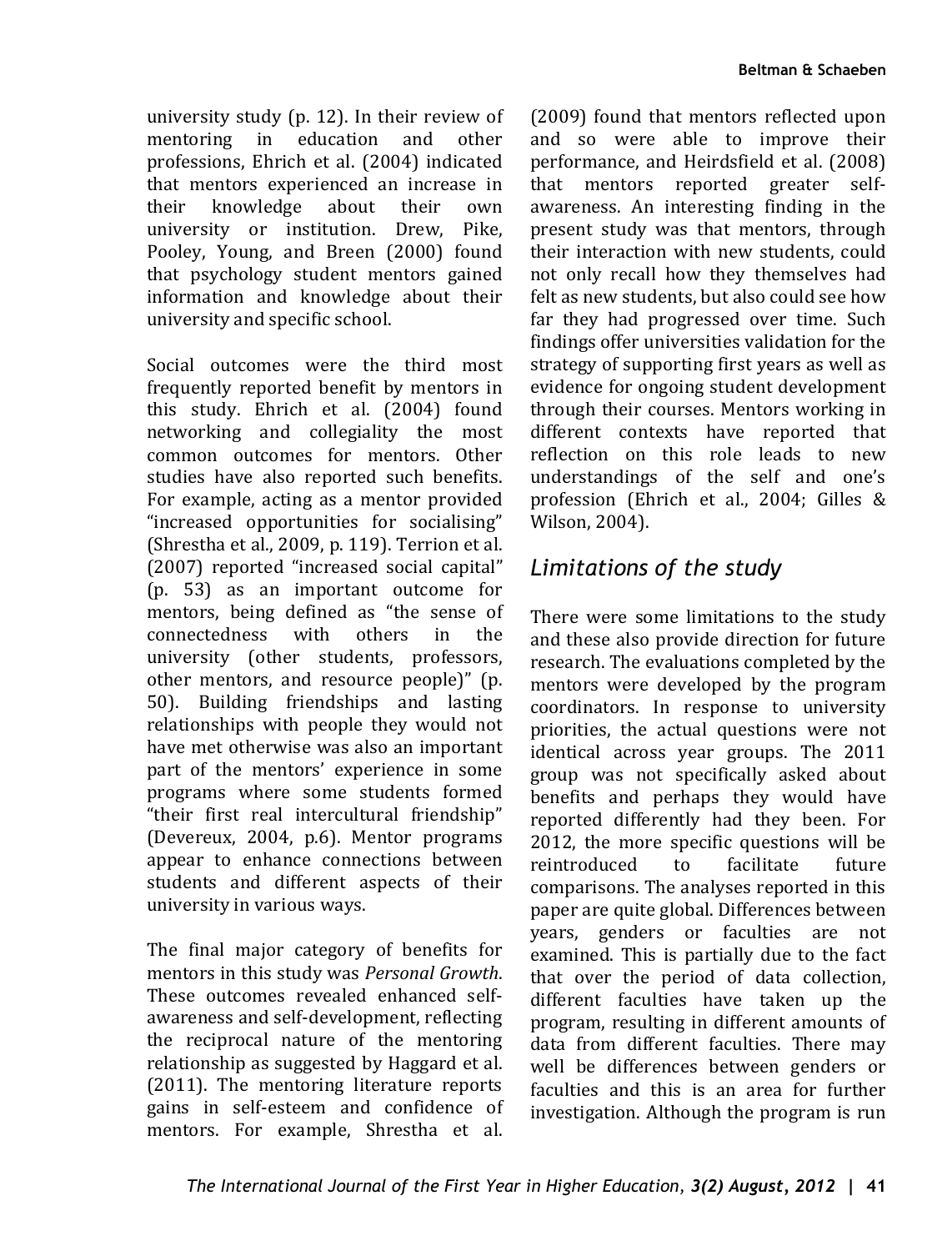university study (p. 12). In their review of mentoring in education and other professions, Ehrich et al. (2004) indicated that mentors experienced an increase in their knowledge about their own university or institution. Drew, Pike, Pooley, Young, and Breen (2000) found that psychology student mentors gained information and knowledge about their university and specific school.

Social outcomes were the third most frequently reported benefit by mentors in this study. Ehrich et al. (2004) found networking and collegiality the most common outcomes for mentors. Other studies have also reported such benefits. For example, acting as a mentor provided "increased opportunities for socialising" (Shrestha et al., 2009, p. 119). Terrion et al. (2007) reported "increased social capital" (p. 53) as an important outcome for mentors, being defined as "the sense of connectedness with others in the university (other students, professors, other mentors, and resource people)" (p. 50). Building friendships and lasting relationships with people they would not have met otherwise was also an important part of the mentors' experience in some programs where some students formed "their first real intercultural friendship" (Devereux, 2004, p.6). Mentor programs appear to enhance connections between students and different aspects of their university in various ways.

The final major category of benefits for mentors in this study was *Personal Growth*. These outcomes revealed enhanced self-awareness and self-development, reflecting the reciprocal nature of the mentoring relationship as suggested by Haggard et al. (2011). The mentoring literature reports gains in self-esteem and confidence of mentors. For example, Shrestha et al. (2009) found that mentors reflected upon and so were able to improve their performance, and Heirdsfield et al. (2008) that mentors reported greater self-awareness. An interesting finding in the present study was that mentors, through their interaction with new students, could not only recall how they themselves had felt as new students, but also could see how far they had progressed over time. Such findings offer universities validation for the strategy of supporting first years as well as evidence for ongoing student development through their courses. Mentors working in different contexts have reported that reflection on this role leads to new understandings of the self and one's profession (Ehrich et al., 2004; Gilles & Wilson, 2004).

## *Limitations of the study*

There were some limitations to the study and these also provide direction for future research. The evaluations completed by the mentors were developed by the program coordinators. In response to university priorities, the actual questions were not identical across year groups. The 2011 group was not specifically asked about benefits and perhaps they would have reported differently had they been. For 2012, the more specific questions will be reintroduced to facilitate future comparisons. The analyses reported in this paper are quite global. Differences between years, genders or faculties are not examined. This is partially due to the fact that over the period of data collection, different faculties have taken up the program, resulting in different amounts of data from different faculties. There may well be differences between genders or faculties and this is an area for further investigation. Although the program is run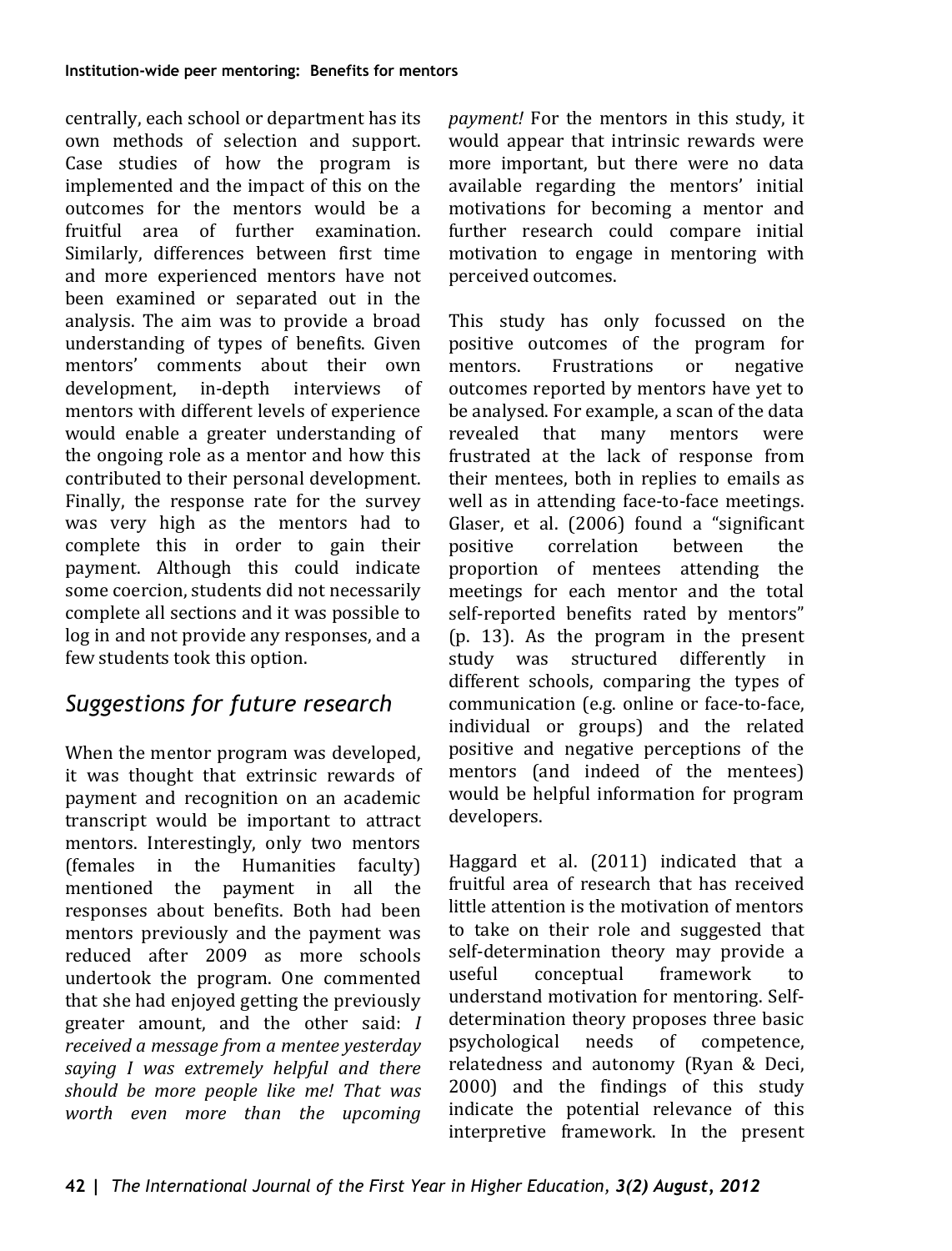centrally, each school or department has its own methods of selection and support. Case studies of how the program is implemented and the impact of this on the outcomes for the mentors would be a fruitful area of further examination. Similarly, differences between first time and more experienced mentors have not been examined or separated out in the analysis. The aim was to provide a broad understanding of types of benefits. Given mentors' comments about their own development, in-depth interviews of mentors with different levels of experience would enable a greater understanding of the ongoing role as a mentor and how this contributed to their personal development. Finally, the response rate for the survey was very high as the mentors had to complete this in order to gain their payment. Although this could indicate some coercion, students did not necessarily complete all sections and it was possible to log in and not provide any responses, and a few students took this option.

## *Suggestions for future research*

When the mentor program was developed, it was thought that extrinsic rewards of payment and recognition on an academic transcript would be important to attract mentors. Interestingly, only two mentors (females in the Humanities faculty) mentioned the payment in all the responses about benefits. Both had been mentors previously and the payment was reduced after 2009 as more schools undertook the program. One commented that she had enjoyed getting the previously greater amount, and the other said: *I received a message from a mentee yesterday saying I was extremely helpful and there should be more people like me! That was worth even more than the upcoming payment!* For the mentors in this study, it would appear that intrinsic rewards were more important, but there were no data available regarding the mentors' initial motivations for becoming a mentor and further research could compare initial motivation to engage in mentoring with perceived outcomes.

This study has only focussed on the positive outcomes of the program for mentors. Frustrations or negative outcomes reported by mentors have yet to be analysed. For example, a scan of the data revealed that many mentors were frustrated at the lack of response from their mentees, both in replies to emails as well as in attending face-to-face meetings. Glaser, et al. (2006) found a "significant positive correlation between the proportion of mentees attending the meetings for each mentor and the total self-reported benefits rated by mentors" (p. 13). As the program in the present study was structured differently in different schools, comparing the types of communication (e.g. online or face-to-face, individual or groups) and the related positive and negative perceptions of the mentors (and indeed of the mentees) would be helpful information for program developers.

Haggard et al. (2011) indicated that a fruitful area of research that has received little attention is the motivation of mentors to take on their role and suggested that self-determination theory may provide a useful conceptual framework to understand motivation for mentoring. Self-determination theory proposes three basic psychological needs of competence, relatedness and autonomy (Ryan & Deci, 2000) and the findings of this study indicate the potential relevance of this interpretive framework. In the present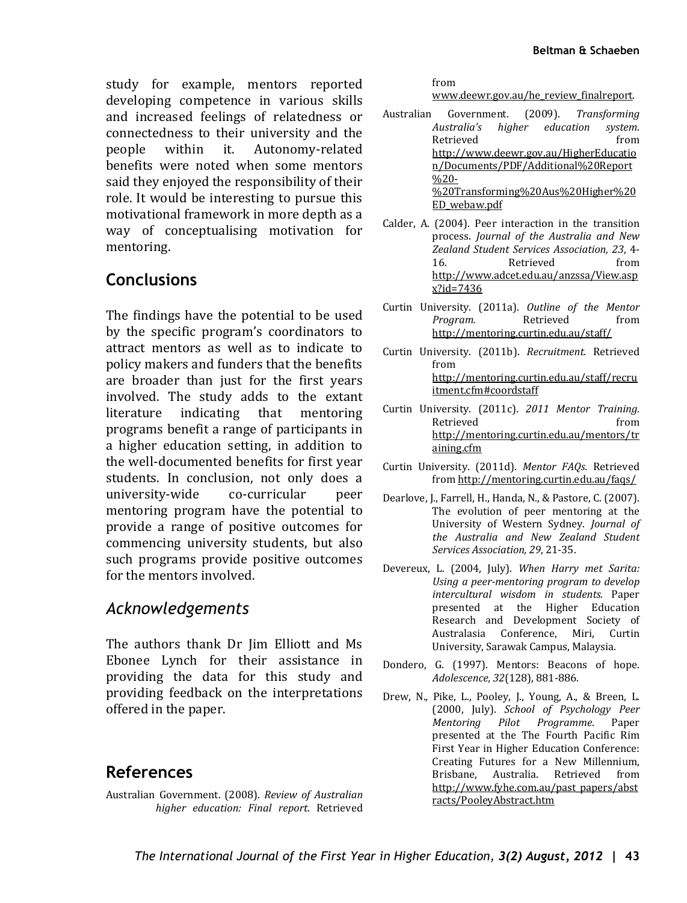study for example, mentors reported developing competence in various skills and increased feelings of relatedness or connectedness to their university and the people within it. Autonomy-related benefits were noted when some mentors said they enjoyed the responsibility of their role. It would be interesting to pursue this motivational framework in more depth as a way of conceptualising motivation for mentoring.

## Conclusions

The findings have the potential to be used by the specific program's coordinators to attract mentors as well as to indicate to policy makers and funders that the benefits are broader than just for the first years involved. The study adds to the extant literature indicating that mentoring programs benefit a range of participants in a higher education setting, in addition to the well-documented benefits for first year students. In conclusion, not only does a university-wide co-curricular peer mentoring program have the potential to provide a range of positive outcomes for commencing university students, but also such programs provide positive outcomes for the mentors involved.

## *Acknowledgements*

The authors thank Dr Jim Elliott and Ms Ebonee Lynch for their assistance in providing the data for this study and providing feedback on the interpretations offered in the paper.

## References

Australian Government. (2008). *Review of Australian higher education: Final report*. Retrieved from www.deewr.gov.au/he_review_finalreport.

Australian Government. (2009). *Transforming Australia's higher education system*. Retrieved from http://www.deewr.gov.au/HigherEducation/Documents/PDF/Additional%20Report%20-%20Transforming%20Aus%20Higher%20ED_webaw.pdf

Calder, A. (2004). Peer interaction in the transition process. *Journal of the Australia and New Zealand Student Services Association, 23*, 4-16. Retrieved from http://www.adcet.edu.au/anzssa/View.aspx?id=7436

Curtin University. (2011a). *Outline of the Mentor Program.* Retrieved from http://mentoring.curtin.edu.au/staff/

Curtin University. (2011b). *Recruitment*. Retrieved from http://mentoring.curtin.edu.au/staff/recruitment.cfm#coordstaff

Curtin University. (2011c). *2011 Mentor Training.* Retrieved from http://mentoring.curtin.edu.au/mentors/training.cfm

Curtin University. (2011d). *Mentor FAQs.* Retrieved from http://mentoring.curtin.edu.au/faqs/

Dearlove, J., Farrell, H., Handa, N., & Pastore, C. (2007). The evolution of peer mentoring at the University of Western Sydney. *Journal of the Australia and New Zealand Student Services Association, 29*, 21-35.

Devereux, L. (2004, July). *When Harry met Sarita: Using a peer-mentoring program to develop intercultural wisdom in students.* Paper presented at the Higher Education Research and Development Society of Australasia Conference, Miri, Curtin University, Sarawak Campus, Malaysia.

Dondero, G. (1997). Mentors: Beacons of hope. *Adolescence, 32*(128), 881-886.

Drew, N., Pike, L., Pooley, J., Young, A., & Breen, L. (2000, July). *School of Psychology Peer Mentoring Pilot Programme*. Paper presented at the The Fourth Pacific Rim First Year in Higher Education Conference: Creating Futures for a New Millennium, Brisbane, Australia. Retrieved from http://www.fyhe.com.au/past_papers/abstracts/PooleyAbstract.htm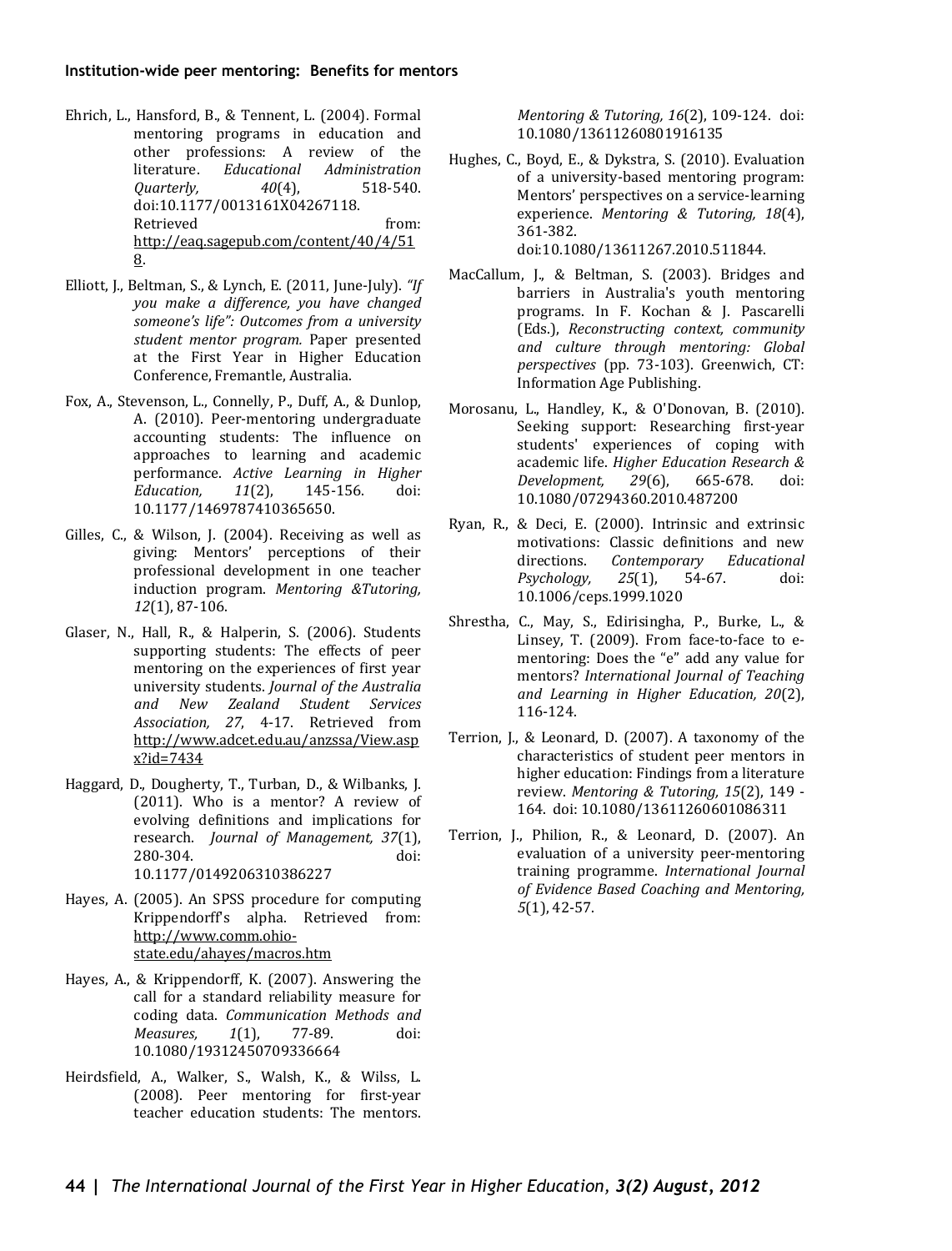Ehrich, L., Hansford, B., & Tennent, L. (2004). Formal mentoring programs in education and other professions: A review of the literature. *Educational Administration Quarterly, 40*(4), 518-540. doi:10.1177/0013161X04267118. Retrieved from: http://eaq.sagepub.com/content/40/4/518.

Elliott, J., Beltman, S., & Lynch, E. (2011, June-July). *"If you make a difference, you have changed someone's life": Outcomes from a university student mentor program.* Paper presented at the First Year in Higher Education Conference, Fremantle, Australia.

Fox, A., Stevenson, L., Connelly, P., Duff, A., & Dunlop, A. (2010). Peer-mentoring undergraduate accounting students: The influence on approaches to learning and academic performance. *Active Learning in Higher Education, 11*(2), 145-156. doi: 10.1177/1469787410365650.

Gilles, C., & Wilson, J. (2004). Receiving as well as giving: Mentors' perceptions of their professional development in one teacher induction program. *Mentoring &Tutoring, 12*(1), 87-106.

Glaser, N., Hall, R., & Halperin, S. (2006). Students supporting students: The effects of peer mentoring on the experiences of first year university students. *Journal of the Australia and New Zealand Student Services Association, 27*, 4-17. Retrieved from http://www.adcet.edu.au/anzssa/View.aspx?id=7434

Haggard, D., Dougherty, T., Turban, D., & Wilbanks, J. (2011). Who is a mentor? A review of evolving definitions and implications for research. *Journal of Management, 37*(1), 280-304. doi: 10.1177/0149206310386227

Hayes, A. (2005). An SPSS procedure for computing Krippendorff's alpha. Retrieved from: http://www.comm.ohio-state.edu/ahayes/macros.htm

Hayes, A., & Krippendorff, K. (2007). Answering the call for a standard reliability measure for coding data. *Communication Methods and Measures, 1*(1), 77-89. doi: 10.1080/19312450709336664

Heirdsfield, A., Walker, S., Walsh, K., & Wilss, L. (2008). Peer mentoring for first-year teacher education students: The mentors. *Mentoring & Tutoring, 16*(2), 109-124. doi: 10.1080/13611260801916135

Hughes, C., Boyd, E., & Dykstra, S. (2010). Evaluation of a university-based mentoring program: Mentors' perspectives on a service-learning experience. *Mentoring & Tutoring, 18*(4), 361-382. doi:10.1080/13611267.2010.511844.

MacCallum, J., & Beltman, S. (2003). Bridges and barriers in Australia's youth mentoring programs. In F. Kochan & J. Pascarelli (Eds.), *Reconstructing context, community and culture through mentoring: Global perspectives* (pp. 73-103). Greenwich, CT: Information Age Publishing.

Morosanu, L., Handley, K., & O'Donovan, B. (2010). Seeking support: Researching first-year students' experiences of coping with academic life. *Higher Education Research & Development, 29*(6), 665-678. doi: 10.1080/07294360.2010.487200

Ryan, R., & Deci, E. (2000). Intrinsic and extrinsic motivations: Classic definitions and new directions. *Contemporary Educational Psychology, 25*(1), 54-67. doi: 10.1006/ceps.1999.1020

Shrestha, C., May, S., Edirisingha, P., Burke, L., & Linsey, T. (2009). From face-to-face to e-mentoring: Does the "e" add any value for mentors? *International Journal of Teaching and Learning in Higher Education, 20*(2), 116-124.

Terrion, J., & Leonard, D. (2007). A taxonomy of the characteristics of student peer mentors in higher education: Findings from a literature review. *Mentoring & Tutoring, 15*(2), 149 - 164. doi: 10.1080/13611260601086311

Terrion, J., Philion, R., & Leonard, D. (2007). An evaluation of a university peer-mentoring training programme. *International Journal of Evidence Based Coaching and Mentoring, 5*(1), 42-57.